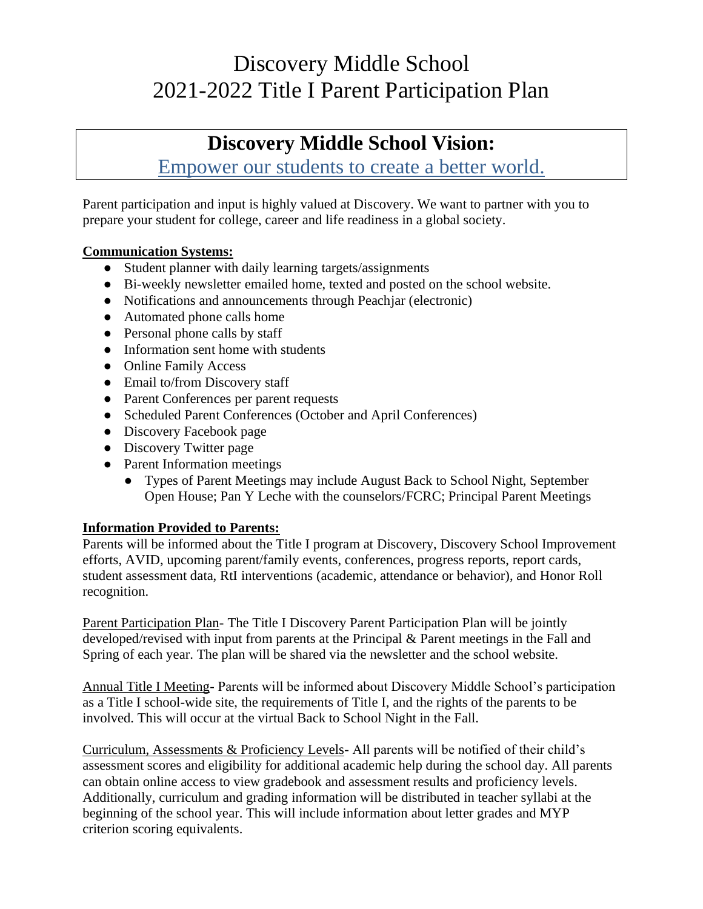# Discovery Middle School
# 2021-2022 Title I Parent Participation Plan

## Discovery Middle School Vision:
Empower our students to create a better world.

Parent participation and input is highly valued at Discovery. We want to partner with you to prepare your student for college, career and life readiness in a global society.

**Communication Systems:**

- Student planner with daily learning targets/assignments
- Bi-weekly newsletter emailed home, texted and posted on the school website.
- Notifications and announcements through Peachjar (electronic)
- Automated phone calls home
- Personal phone calls by staff
- Information sent home with students
- Online Family Access
- Email to/from Discovery staff
- Parent Conferences per parent requests
- Scheduled Parent Conferences (October and April Conferences)
- Discovery Facebook page
- Discovery Twitter page
- Parent Information meetings
  - Types of Parent Meetings may include August Back to School Night, September Open House; Pan Y Leche with the counselors/FCRC; Principal Parent Meetings

**Information Provided to Parents:**

Parents will be informed about the Title I program at Discovery, Discovery School Improvement efforts, AVID, upcoming parent/family events, conferences, progress reports, report cards, student assessment data, RtI interventions (academic, attendance or behavior), and Honor Roll recognition.

Parent Participation Plan- The Title I Discovery Parent Participation Plan will be jointly developed/revised with input from parents at the Principal & Parent meetings in the Fall and Spring of each year. The plan will be shared via the newsletter and the school website.

Annual Title I Meeting- Parents will be informed about Discovery Middle School's participation as a Title I school-wide site, the requirements of Title I, and the rights of the parents to be involved. This will occur at the virtual Back to School Night in the Fall.

Curriculum, Assessments & Proficiency Levels- All parents will be notified of their child's assessment scores and eligibility for additional academic help during the school day. All parents can obtain online access to view gradebook and assessment results and proficiency levels. Additionally, curriculum and grading information will be distributed in teacher syllabi at the beginning of the school year. This will include information about letter grades and MYP criterion scoring equivalents.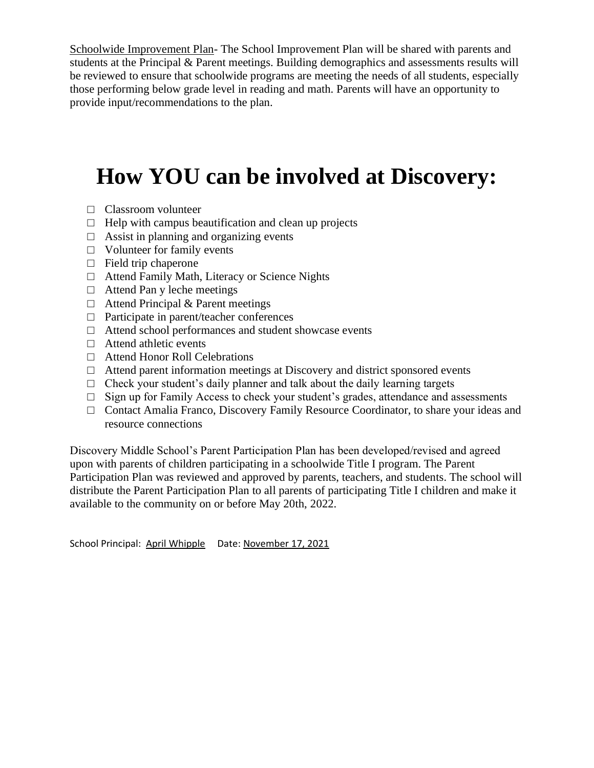Schoolwide Improvement Plan- The School Improvement Plan will be shared with parents and students at the Principal & Parent meetings. Building demographics and assessments results will be reviewed to ensure that schoolwide programs are meeting the needs of all students, especially those performing below grade level in reading and math. Parents will have an opportunity to provide input/recommendations to the plan.

# How YOU can be involved at Discovery:

- □ Classroom volunteer
- □ Help with campus beautification and clean up projects
- □ Assist in planning and organizing events
- □ Volunteer for family events
- □ Field trip chaperone
- □ Attend Family Math, Literacy or Science Nights
- □ Attend Pan y leche meetings
- □ Attend Principal & Parent meetings
- □ Participate in parent/teacher conferences
- □ Attend school performances and student showcase events
- □ Attend athletic events
- □ Attend Honor Roll Celebrations
- □ Attend parent information meetings at Discovery and district sponsored events
- □ Check your student's daily planner and talk about the daily learning targets
- □ Sign up for Family Access to check your student's grades, attendance and assessments
- □ Contact Amalia Franco, Discovery Family Resource Coordinator, to share your ideas and resource connections

Discovery Middle School's Parent Participation Plan has been developed/revised and agreed upon with parents of children participating in a schoolwide Title I program. The Parent Participation Plan was reviewed and approved by parents, teachers, and students. The school will distribute the Parent Participation Plan to all parents of participating Title I children and make it available to the community on or before May 20th, 2022.

School Principal: April Whipple Date: November 17, 2021